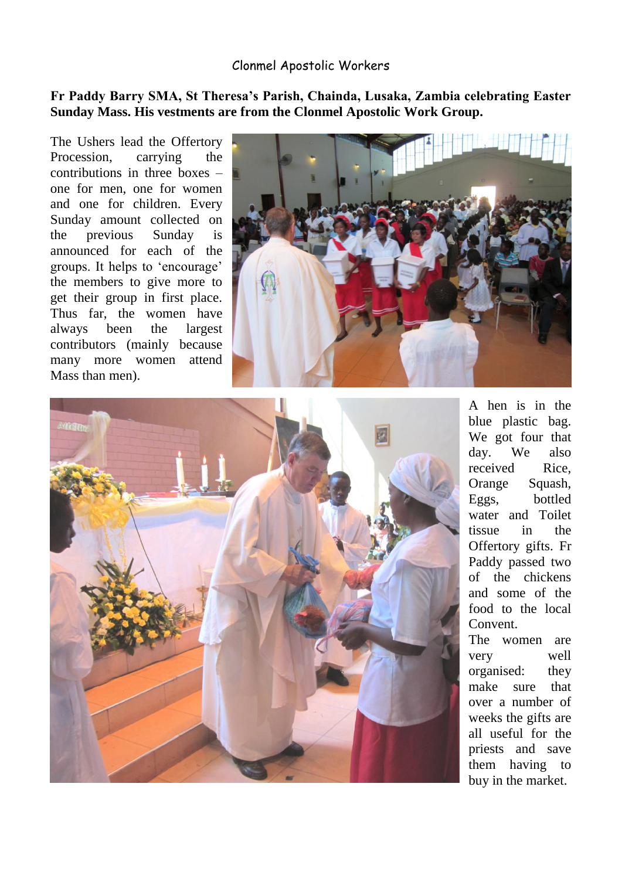Clonmel Apostolic Workers

**Fr Paddy Barry SMA, St Theresa's Parish, Chainda, Lusaka, Zambia celebrating Easter Sunday Mass. His vestments are from the Clonmel Apostolic Work Group.**

The Ushers lead the Offertory Procession, carrying the contributions in three boxes – one for men, one for women and one for children. Every Sunday amount collected on the previous Sunday is announced for each of the groups. It helps to 'encourage' the members to give more to get their group in first place. Thus far, the women have always been the largest contributors (mainly because many more women attend Mass than men).

A hen is in the blue plastic bag. We got four that day. We also received Rice, Orange Squash, Eggs, bottled water and Toilet tissue in the Offertory gifts. Fr Paddy passed two of the chickens and some of the food to the local Convent.

The women are very well organised: they make sure that over a number of weeks the gifts are all useful for the priests and save them having to buy in the market.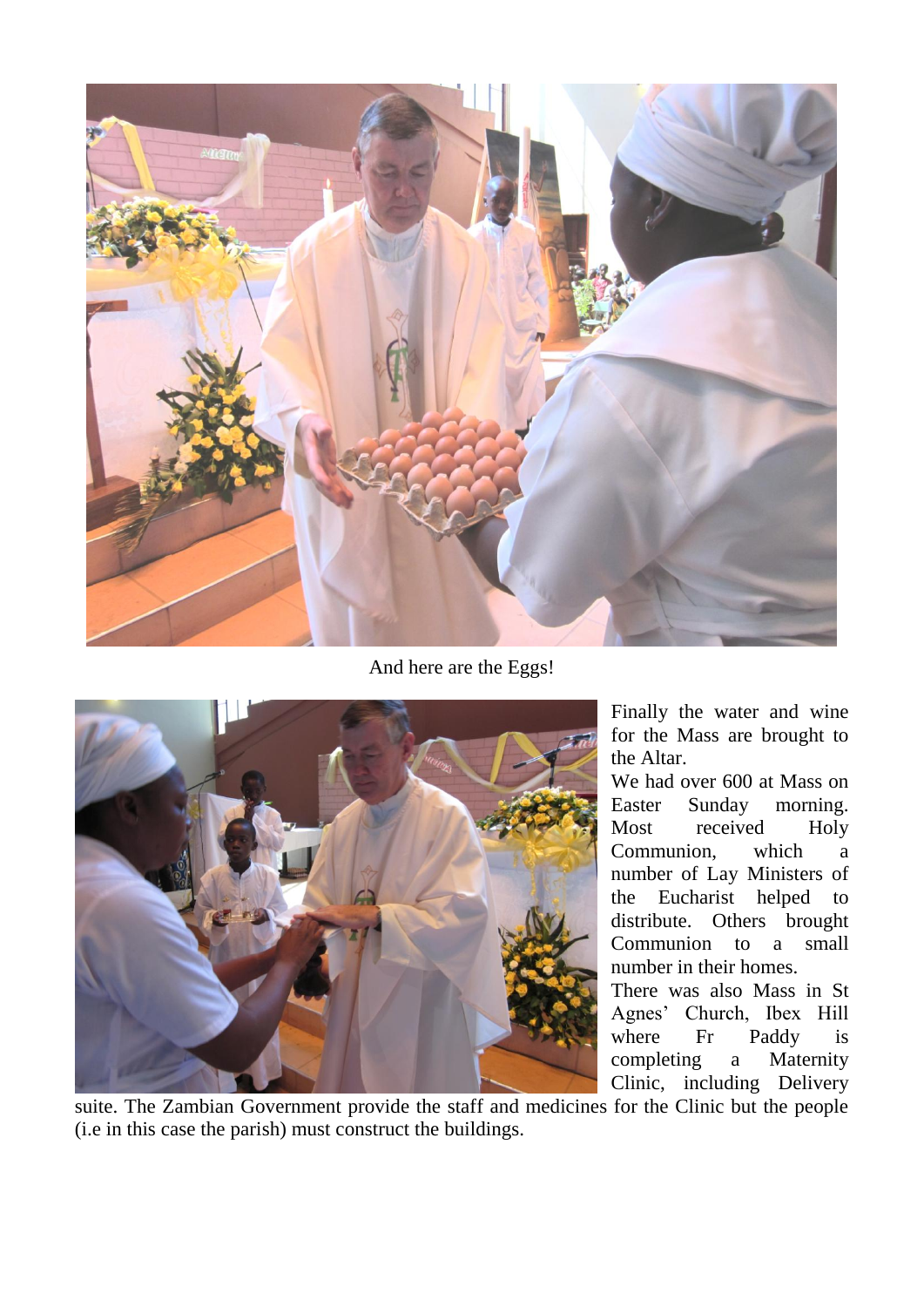And here are the Eggs!

Finally the water and wine for the Mass are brought to the Altar.

We had over 600 at Mass on Easter Sunday morning. Most received Holy Communion, which a number of Lay Ministers of the Eucharist helped to distribute. Others brought Communion to a small number in their homes.

There was also Mass in St Agnes' Church, Ibex Hill where Fr Paddy is completing a Maternity Clinic, including Delivery suite. The Zambian Government provide the staff and medicines for the Clinic but the people (i.e in this case the parish) must construct the buildings.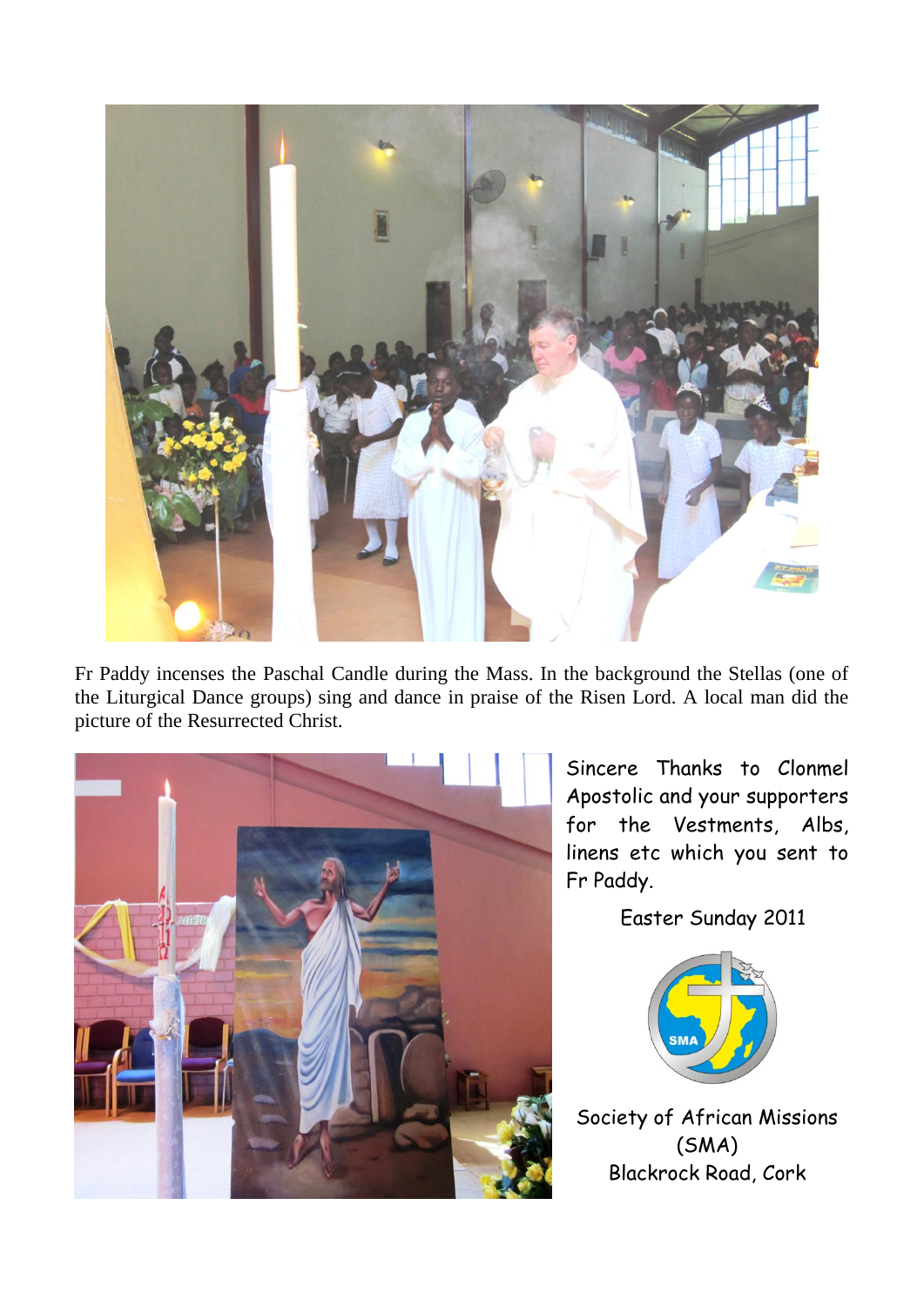Fr Paddy incenses the Paschal Candle during the Mass. In the background the Stellas (one of the Liturgical Dance groups) sing and dance in praise of the Risen Lord. A local man did the picture of the Resurrected Christ.

Sincere Thanks to Clonmel Apostolic and your supporters for the Vestments, Albs, linens etc which you sent to Fr Paddy.

Easter Sunday 2011

Society of African Missions (SMA)
Blackrock Road, Cork